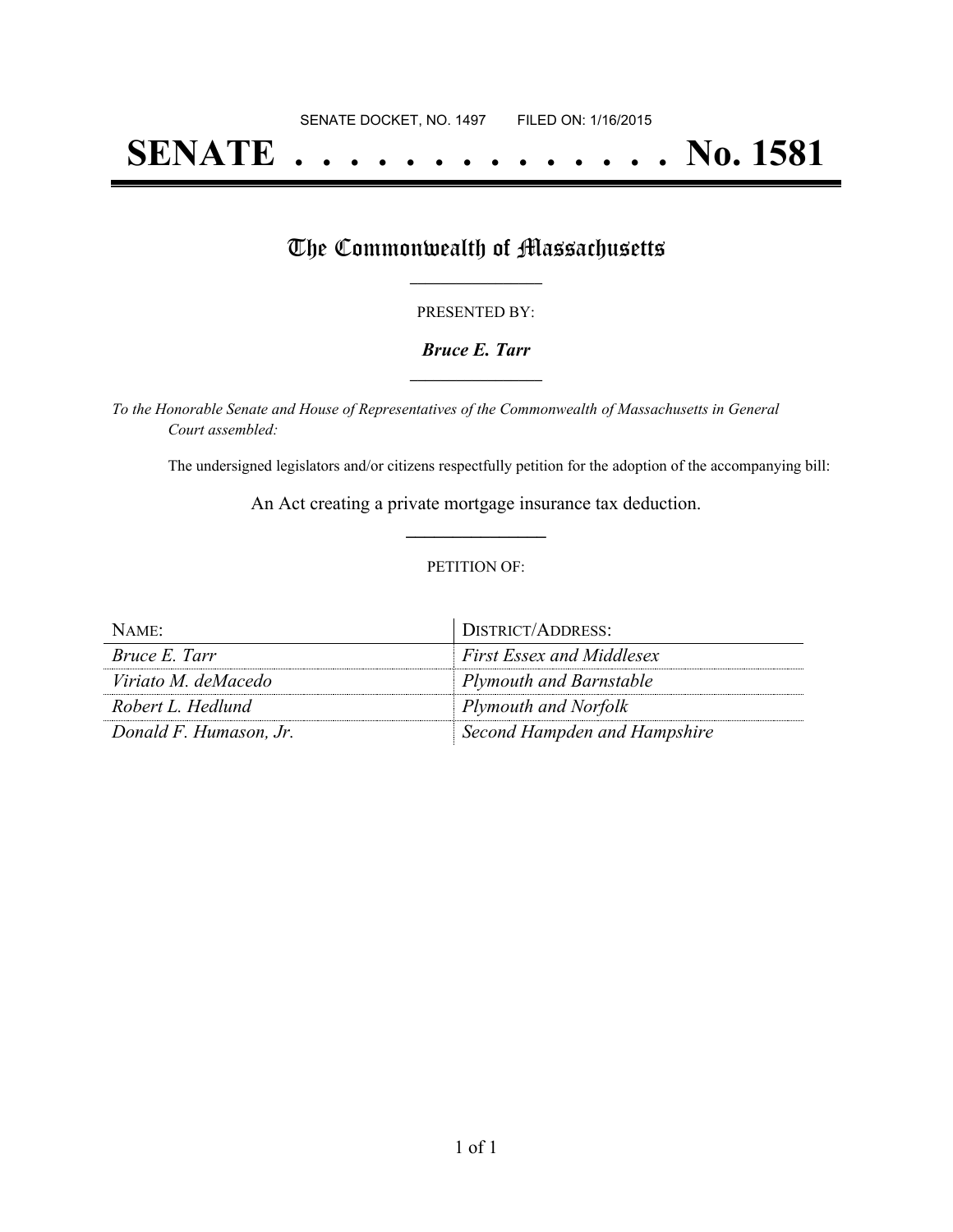SENATE DOCKET, NO. 1497        FILED ON: 1/16/2015

# SENATE . . . . . . . . . . . . . . No. 1581

## The Commonwealth of Massachusetts

PRESENTED BY:

***Bruce E. Tarr***

*To the Honorable Senate and House of Representatives of the Commonwealth of Massachusetts in General Court assembled:*

The undersigned legislators and/or citizens respectfully petition for the adoption of the accompanying bill:

An Act creating a private mortgage insurance tax deduction.

PETITION OF:

| NAME: | DISTRICT/ADDRESS: |
|---|---|
| *Bruce E. Tarr* | *First Essex and Middlesex* |
| *Viriato M. deMacedo* | *Plymouth and Barnstable* |
| *Robert L. Hedlund* | *Plymouth and Norfolk* |
| *Donald F. Humason, Jr.* | *Second Hampden and Hampshire* |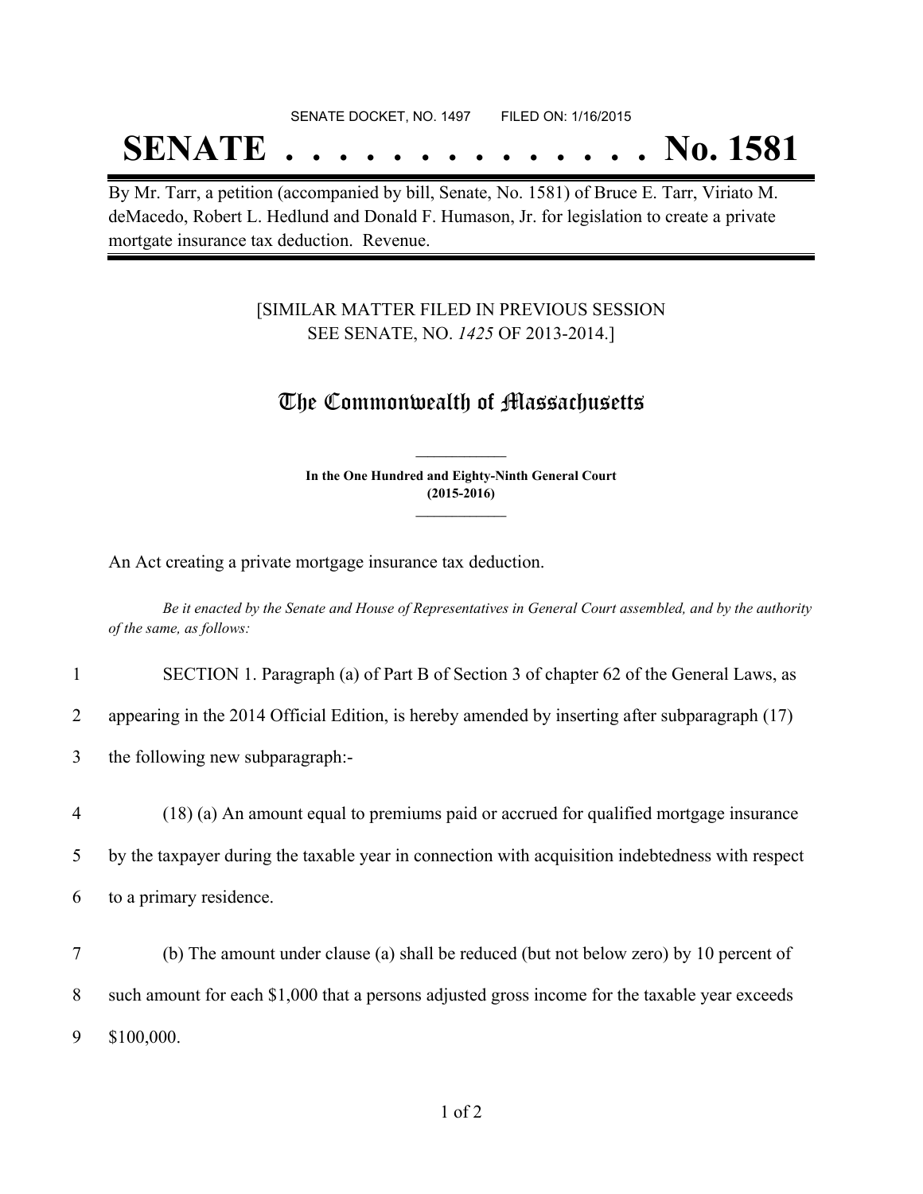SENATE DOCKET, NO. 1497 FILED ON: 1/16/2015

# SENATE . . . . . . . . . . . . . . No. 1581

By Mr. Tarr, a petition (accompanied by bill, Senate, No. 1581) of Bruce E. Tarr, Viriato M. deMacedo, Robert L. Hedlund and Donald F. Humason, Jr. for legislation to create a private mortgate insurance tax deduction. Revenue.

[SIMILAR MATTER FILED IN PREVIOUS SESSION SEE SENATE, NO. *1425* OF 2013-2014.]

## The Commonwealth of Massachusetts

**In the One Hundred and Eighty-Ninth General Court (2015-2016)**

An Act creating a private mortgage insurance tax deduction.

*Be it enacted by the Senate and House of Representatives in General Court assembled, and by the authority of the same, as follows:*

1 SECTION 1. Paragraph (a) of Part B of Section 3 of chapter 62 of the General Laws, as
2 appearing in the 2014 Official Edition, is hereby amended by inserting after subparagraph (17)
3 the following new subparagraph:-

4 (18) (a) An amount equal to premiums paid or accrued for qualified mortgage insurance
5 by the taxpayer during the taxable year in connection with acquisition indebtedness with respect
6 to a primary residence.

7 (b) The amount under clause (a) shall be reduced (but not below zero) by 10 percent of
8 such amount for each $1,000 that a persons adjusted gross income for the taxable year exceeds
9 $100,000.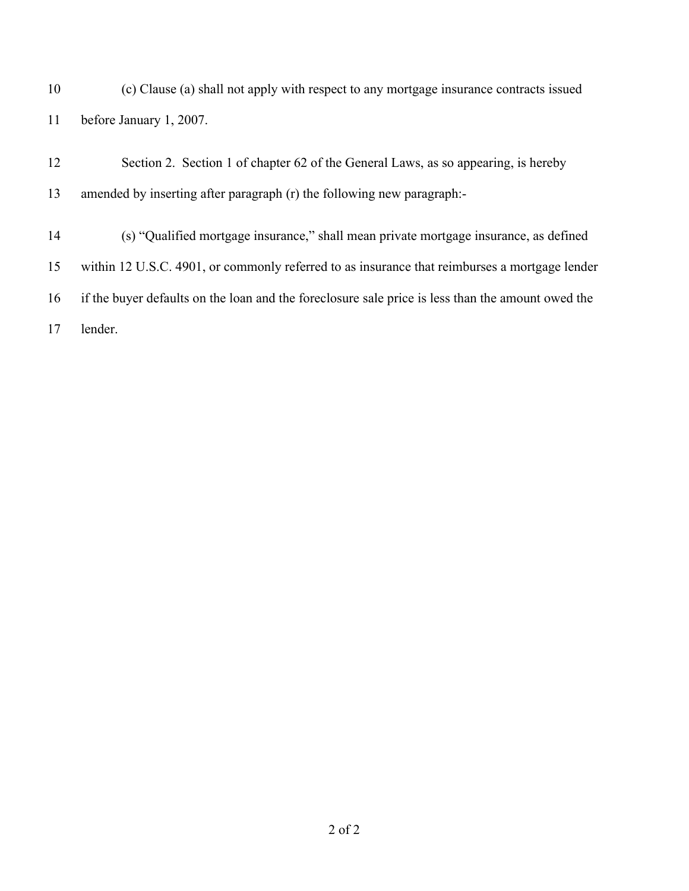(c) Clause (a) shall not apply with respect to any mortgage insurance contracts issued before January 1, 2007.

Section 2. Section 1 of chapter 62 of the General Laws, as so appearing, is hereby amended by inserting after paragraph (r) the following new paragraph:-

(s) "Qualified mortgage insurance," shall mean private mortgage insurance, as defined within 12 U.S.C. 4901, or commonly referred to as insurance that reimburses a mortgage lender if the buyer defaults on the loan and the foreclosure sale price is less than the amount owed the lender.